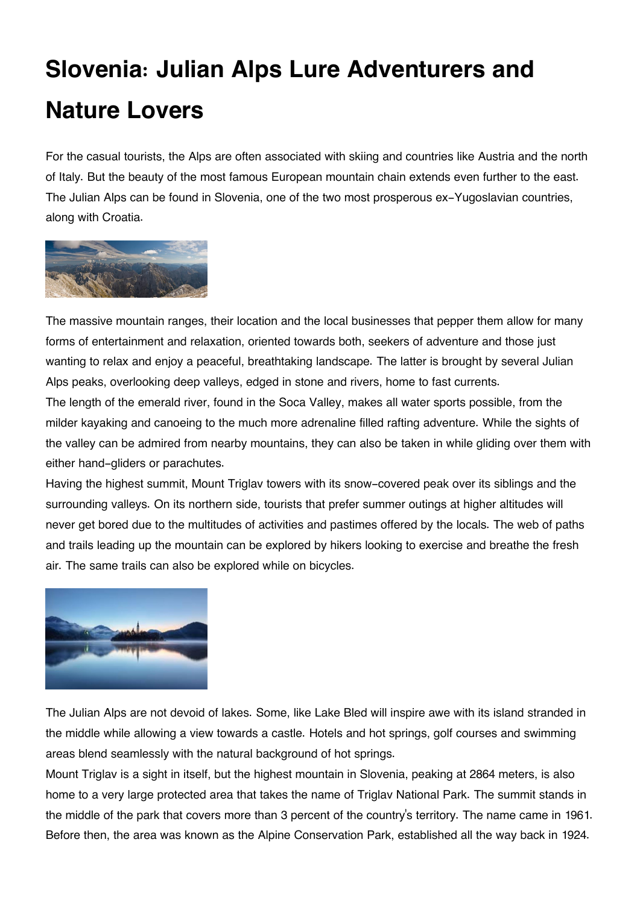# Slovenia: Julian Alps Lure Adventurers and Nature Lovers

For the casual tourists, the Alps are often associated with skiing and countries like Austria and the north of Italy. But the beauty of the most famous European mountain chain extends even further to the east. The Julian Alps can be found in Slovenia, one of the two most prosperous ex-Yugoslavian countries, along with Croatia.

The massive mountain ranges, their location and the local businesses that pepper them allow for many forms of entertainment and relaxation, oriented towards both, seekers of adventure and those just wanting to relax and enjoy a peaceful, breathtaking landscape. The latter is brought by several Julian Alps peaks, overlooking deep valleys, edged in stone and rivers, home to fast currents.
The length of the emerald river, found in the Soca Valley, makes all water sports possible, from the milder kayaking and canoeing to the much more adrenaline filled rafting adventure. While the sights of the valley can be admired from nearby mountains, they can also be taken in while gliding over them with either hand-gliders or parachutes.
Having the highest summit, Mount Triglav towers with its snow-covered peak over its siblings and the surrounding valleys. On its northern side, tourists that prefer summer outings at higher altitudes will never get bored due to the multitudes of activities and pastimes offered by the locals. The web of paths and trails leading up the mountain can be explored by hikers looking to exercise and breathe the fresh air. The same trails can also be explored while on bicycles.

The Julian Alps are not devoid of lakes. Some, like Lake Bled will inspire awe with its island stranded in the middle while allowing a view towards a castle. Hotels and hot springs, golf courses and swimming areas blend seamlessly with the natural background of hot springs.
Mount Triglav is a sight in itself, but the highest mountain in Slovenia, peaking at 2864 meters, is also home to a very large protected area that takes the name of Triglav National Park. The summit stands in the middle of the park that covers more than 3 percent of the country's territory. The name came in 1961. Before then, the area was known as the Alpine Conservation Park, established all the way back in 1924.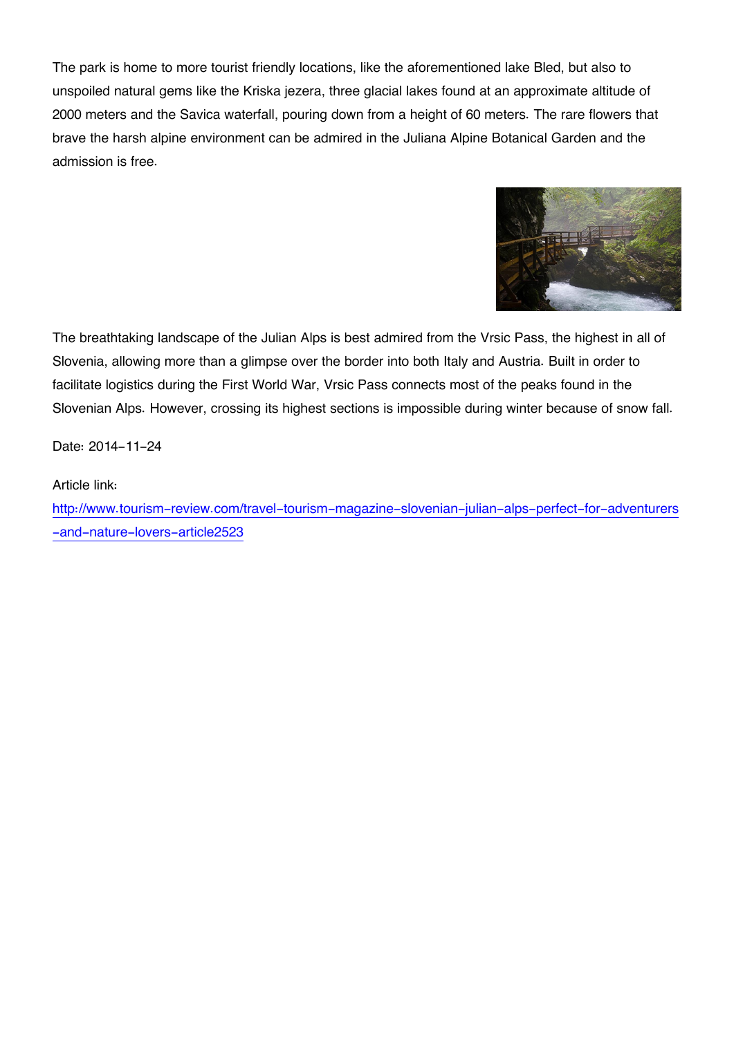The park is home to more tourist friendly locations, like the aforementioned lake Bled, but also to unspoiled natural gems like the Kriska jezera, three glacial lakes found at an approximate altitude of 2000 meters and the Savica waterfall, pouring down from a height of 60 meters. The rare flowers that brave the harsh alpine environment can be admired in the Juliana Alpine Botanical Garden and the admission is free.

The breathtaking landscape of the Julian Alps is best admired from the Vrsic Pass, the highest in all of Slovenia, allowing more than a glimpse over the border into both Italy and Austria. Built in order to facilitate logistics during the First World War, Vrsic Pass connects most of the peaks found in the Slovenian Alps. However, crossing its highest sections is impossible during winter because of snow fall.

Date: 2014-11-24

Article link:
http://www.tourism-review.com/travel-tourism-magazine-slovenian-julian-alps-perfect-for-adventurers-and-nature-lovers-article2523